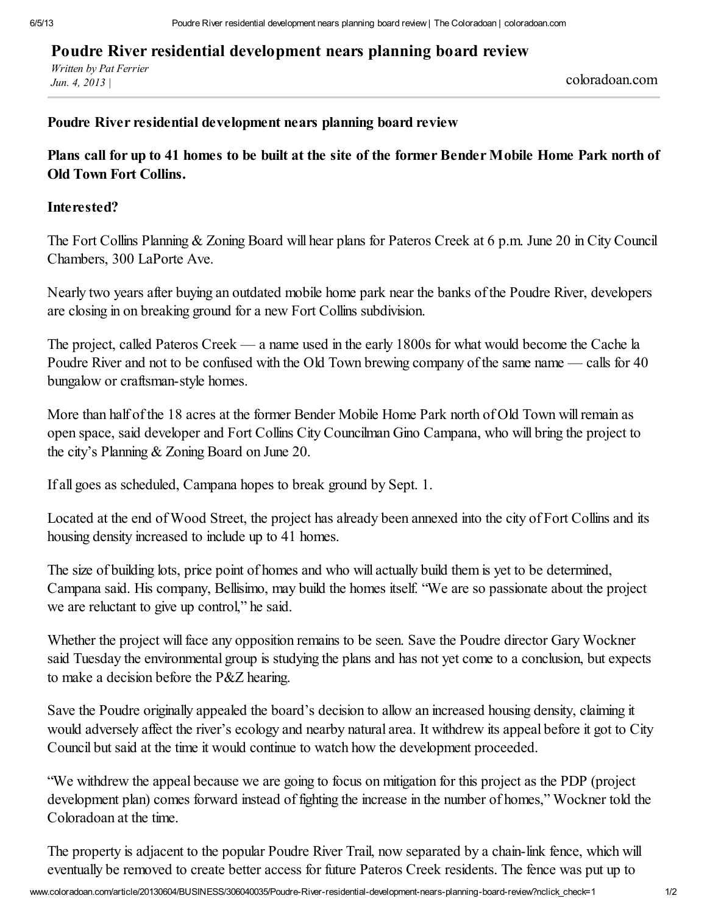# Poudre River residential development nears planning board review

*Written by Pat Ferrier*
*Jun. 4, 2013 |*

coloradoan.com

**Poudre River residential development nears planning board review**

## Plans call for up to 41 homes to be built at the site of the former Bender Mobile Home Park north of Old Town Fort Collins.

**Interested?**

The Fort Collins Planning & Zoning Board will hear plans for Pateros Creek at 6 p.m. June 20 in City Council Chambers, 300 LaPorte Ave.

Nearly two years after buying an outdated mobile home park near the banks of the Poudre River, developers are closing in on breaking ground for a new Fort Collins subdivision.

The project, called Pateros Creek — a name used in the early 1800s for what would become the Cache la Poudre River and not to be confused with the Old Town brewing company of the same name — calls for 40 bungalow or craftsman-style homes.

More than half of the 18 acres at the former Bender Mobile Home Park north of Old Town will remain as open space, said developer and Fort Collins City Councilman Gino Campana, who will bring the project to the city's Planning & Zoning Board on June 20.

If all goes as scheduled, Campana hopes to break ground by Sept. 1.

Located at the end of Wood Street, the project has already been annexed into the city of Fort Collins and its housing density increased to include up to 41 homes.

The size of building lots, price point of homes and who will actually build them is yet to be determined, Campana said. His company, Bellisimo, may build the homes itself. "We are so passionate about the project we are reluctant to give up control," he said.

Whether the project will face any opposition remains to be seen. Save the Poudre director Gary Wockner said Tuesday the environmental group is studying the plans and has not yet come to a conclusion, but expects to make a decision before the P&Z hearing.

Save the Poudre originally appealed the board's decision to allow an increased housing density, claiming it would adversely affect the river's ecology and nearby natural area. It withdrew its appeal before it got to City Council but said at the time it would continue to watch how the development proceeded.

"We withdrew the appeal because we are going to focus on mitigation for this project as the PDP (project development plan) comes forward instead of fighting the increase in the number of homes," Wockner told the Coloradoan at the time.

The property is adjacent to the popular Poudre River Trail, now separated by a chain-link fence, which will eventually be removed to create better access for future Pateros Creek residents. The fence was put up to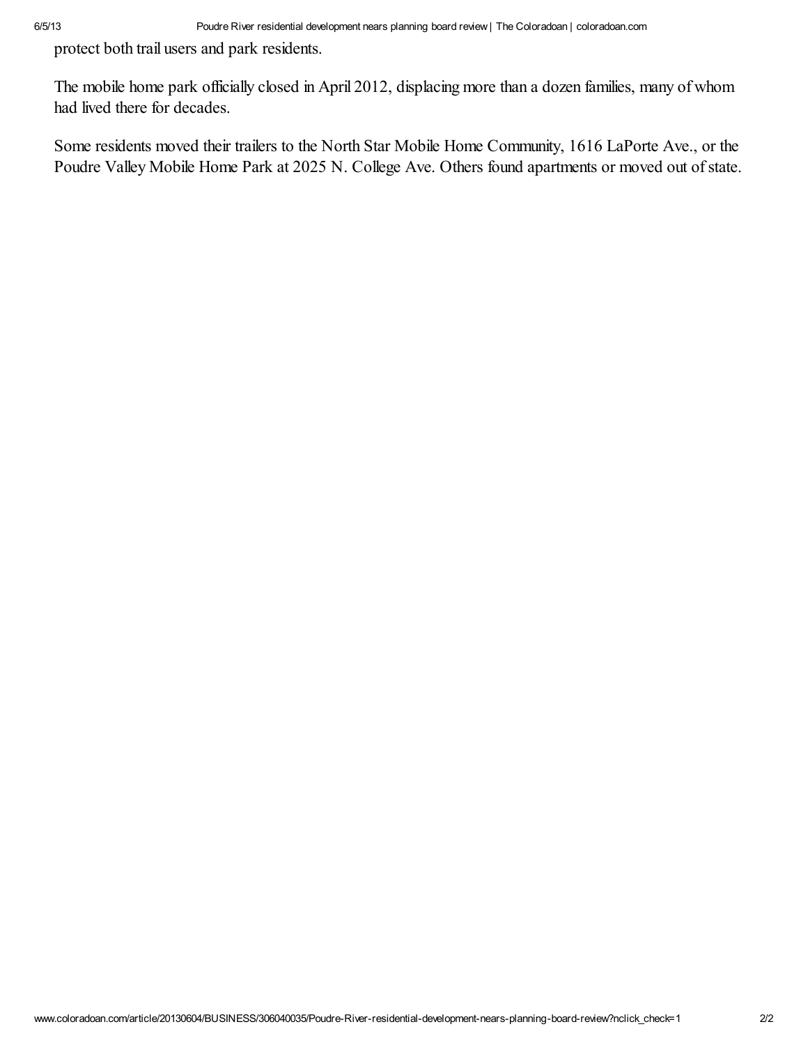protect both trail users and park residents.

The mobile home park officially closed in April 2012, displacing more than a dozen families, many of whom had lived there for decades.

Some residents moved their trailers to the North Star Mobile Home Community, 1616 LaPorte Ave., or the Poudre Valley Mobile Home Park at 2025 N. College Ave. Others found apartments or moved out of state.